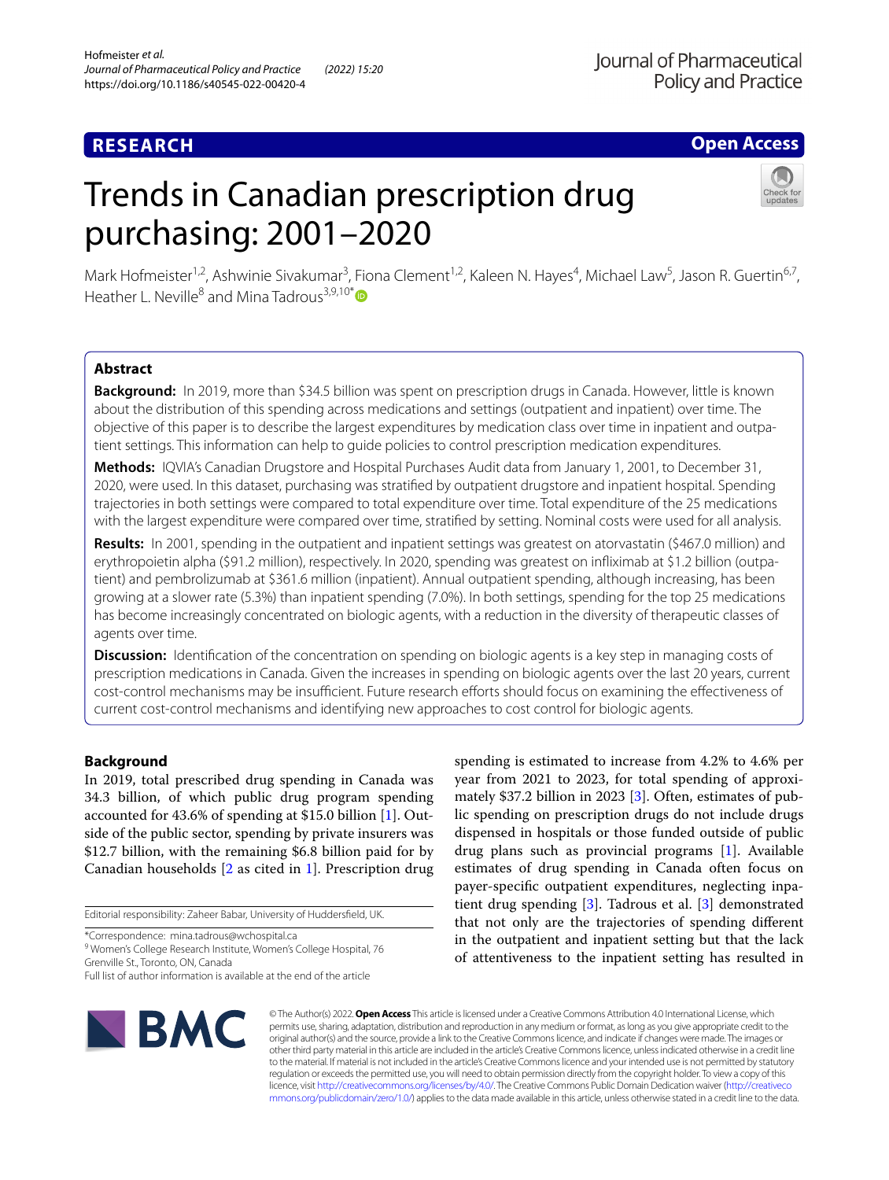**RESEARCH** **Open Access**

# Trends in Canadian prescription drug purchasing: 2001–2020

Mark Hofmeister[1,2], Ashwinie Sivakumar[3], Fiona Clement[1,2], Kaleen N. Hayes[4], Michael Law[5], Jason R. Guertin[6,7], Heather L. Neville[8] and Mina Tadrous[3,9,10*]

## Abstract

**Background:** In 2019, more than $34.5 billion was spent on prescription drugs in Canada. However, little is known about the distribution of this spending across medications and settings (outpatient and inpatient) over time. The objective of this paper is to describe the largest expenditures by medication class over time in inpatient and outpatient settings. This information can help to guide policies to control prescription medication expenditures.

**Methods:** IQVIA's Canadian Drugstore and Hospital Purchases Audit data from January 1, 2001, to December 31, 2020, were used. In this dataset, purchasing was stratified by outpatient drugstore and inpatient hospital. Spending trajectories in both settings were compared to total expenditure over time. Total expenditure of the 25 medications with the largest expenditure were compared over time, stratified by setting. Nominal costs were used for all analysis.

**Results:** In 2001, spending in the outpatient and inpatient settings was greatest on atorvastatin ($467.0 million) and erythropoietin alpha ($91.2 million), respectively. In 2020, spending was greatest on infliximab at $1.2 billion (outpatient) and pembrolizumab at $361.6 million (inpatient). Annual outpatient spending, although increasing, has been growing at a slower rate (5.3%) than inpatient spending (7.0%). In both settings, spending for the top 25 medications has become increasingly concentrated on biologic agents, with a reduction in the diversity of therapeutic classes of agents over time.

**Discussion:** Identification of the concentration on spending on biologic agents is a key step in managing costs of prescription medications in Canada. Given the increases in spending on biologic agents over the last 20 years, current cost-control mechanisms may be insufficient. Future research efforts should focus on examining the effectiveness of current cost-control mechanisms and identifying new approaches to cost control for biologic agents.

## Background

In 2019, total prescribed drug spending in Canada was 34.3 billion, of which public drug program spending accounted for 43.6% of spending at $15.0 billion [1]. Outside of the public sector, spending by private insurers was $12.7 billion, with the remaining $6.8 billion paid for by Canadian households [2 as cited in 1]. Prescription drug spending is estimated to increase from 4.2% to 4.6% per year from 2021 to 2023, for total spending of approximately $37.2 billion in 2023 [3]. Often, estimates of public spending on prescription drugs do not include drugs dispensed in hospitals or those funded outside of public drug plans such as provincial programs [1]. Available estimates of drug spending in Canada often focus on payer-specific outpatient expenditures, neglecting inpatient drug spending [3]. Tadrous et al. [3] demonstrated that not only are the trajectories of spending different in the outpatient and inpatient setting but that the lack of attentiveness to the inpatient setting has resulted in

Editorial responsibility: Zaheer Babar, University of Huddersfield, UK.

*Correspondence: mina.tadrous@wchospital.ca
[9] Women's College Research Institute, Women's College Hospital, 76 Grenville St., Toronto, ON, Canada
Full list of author information is available at the end of the article

© The Author(s) 2022. **Open Access** This article is licensed under a Creative Commons Attribution 4.0 International License, which permits use, sharing, adaptation, distribution and reproduction in any medium or format, as long as you give appropriate credit to the original author(s) and the source, provide a link to the Creative Commons licence, and indicate if changes were made. The images or other third party material in this article are included in the article's Creative Commons licence, unless indicated otherwise in a credit line to the material. If material is not included in the article's Creative Commons licence and your intended use is not permitted by statutory regulation or exceeds the permitted use, you will need to obtain permission directly from the copyright holder. To view a copy of this licence, visit http://creativecommons.org/licenses/by/4.0/. The Creative Commons Public Domain Dedication waiver (http://creativecommons.org/publicdomain/zero/1.0/) applies to the data made available in this article, unless otherwise stated in a credit line to the data.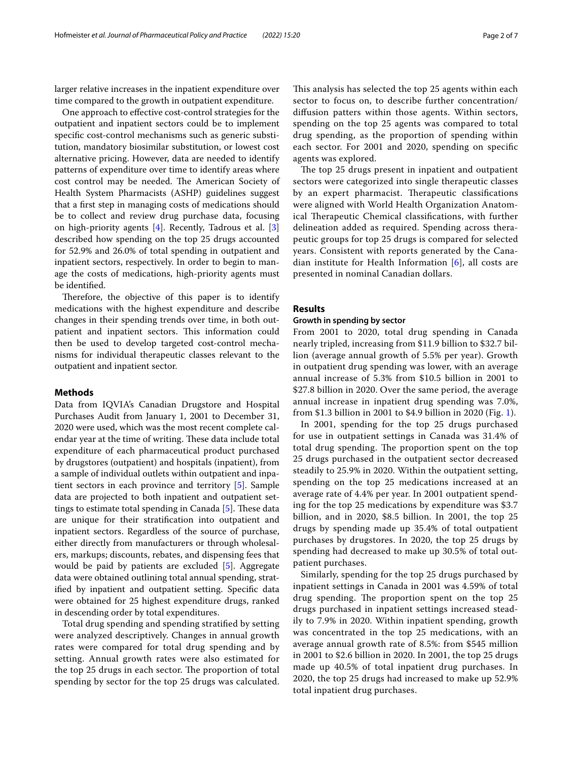larger relative increases in the inpatient expenditure over time compared to the growth in outpatient expenditure.

One approach to effective cost-control strategies for the outpatient and inpatient sectors could be to implement specific cost-control mechanisms such as generic substitution, mandatory biosimilar substitution, or lowest cost alternative pricing. However, data are needed to identify patterns of expenditure over time to identify areas where cost control may be needed. The American Society of Health System Pharmacists (ASHP) guidelines suggest that a first step in managing costs of medications should be to collect and review drug purchase data, focusing on high-priority agents [4]. Recently, Tadrous et al. [3] described how spending on the top 25 drugs accounted for 52.9% and 26.0% of total spending in outpatient and inpatient sectors, respectively. In order to begin to manage the costs of medications, high-priority agents must be identified.

Therefore, the objective of this paper is to identify medications with the highest expenditure and describe changes in their spending trends over time, in both outpatient and inpatient sectors. This information could then be used to develop targeted cost-control mechanisms for individual therapeutic classes relevant to the outpatient and inpatient sector.

## Methods

Data from IQVIA's Canadian Drugstore and Hospital Purchases Audit from January 1, 2001 to December 31, 2020 were used, which was the most recent complete calendar year at the time of writing. These data include total expenditure of each pharmaceutical product purchased by drugstores (outpatient) and hospitals (inpatient), from a sample of individual outlets within outpatient and inpatient sectors in each province and territory [5]. Sample data are projected to both inpatient and outpatient settings to estimate total spending in Canada [5]. These data are unique for their stratification into outpatient and inpatient sectors. Regardless of the source of purchase, either directly from manufacturers or through wholesalers, markups; discounts, rebates, and dispensing fees that would be paid by patients are excluded [5]. Aggregate data were obtained outlining total annual spending, stratified by inpatient and outpatient setting. Specific data were obtained for 25 highest expenditure drugs, ranked in descending order by total expenditures.

Total drug spending and spending stratified by setting were analyzed descriptively. Changes in annual growth rates were compared for total drug spending and by setting. Annual growth rates were also estimated for the top 25 drugs in each sector. The proportion of total spending by sector for the top 25 drugs was calculated. This analysis has selected the top 25 agents within each sector to focus on, to describe further concentration/diffusion patterns within those agents. Within sectors, spending on the top 25 agents was compared to total drug spending, as the proportion of spending within each sector. For 2001 and 2020, spending on specific agents was explored.

The top 25 drugs present in inpatient and outpatient sectors were categorized into single therapeutic classes by an expert pharmacist. Therapeutic classifications were aligned with World Health Organization Anatomical Therapeutic Chemical classifications, with further delineation added as required. Spending across therapeutic groups for top 25 drugs is compared for selected years. Consistent with reports generated by the Canadian institute for Health Information [6], all costs are presented in nominal Canadian dollars.

## Results

### Growth in spending by sector

From 2001 to 2020, total drug spending in Canada nearly tripled, increasing from \$11.9 billion to \$32.7 billion (average annual growth of 5.5% per year). Growth in outpatient drug spending was lower, with an average annual increase of 5.3% from \$10.5 billion in 2001 to \$27.8 billion in 2020. Over the same period, the average annual increase in inpatient drug spending was 7.0%, from \$1.3 billion in 2001 to \$4.9 billion in 2020 (Fig. 1).

In 2001, spending for the top 25 drugs purchased for use in outpatient settings in Canada was 31.4% of total drug spending. The proportion spent on the top 25 drugs purchased in the outpatient sector decreased steadily to 25.9% in 2020. Within the outpatient setting, spending on the top 25 medications increased at an average rate of 4.4% per year. In 2001 outpatient spending for the top 25 medications by expenditure was \$3.7 billion, and in 2020, \$8.5 billion. In 2001, the top 25 drugs by spending made up 35.4% of total outpatient purchases by drugstores. In 2020, the top 25 drugs by spending had decreased to make up 30.5% of total outpatient purchases.

Similarly, spending for the top 25 drugs purchased by inpatient settings in Canada in 2001 was 4.59% of total drug spending. The proportion spent on the top 25 drugs purchased in inpatient settings increased steadily to 7.9% in 2020. Within inpatient spending, growth was concentrated in the top 25 medications, with an average annual growth rate of 8.5%: from \$545 million in 2001 to \$2.6 billion in 2020. In 2001, the top 25 drugs made up 40.5% of total inpatient drug purchases. In 2020, the top 25 drugs had increased to make up 52.9% total inpatient drug purchases.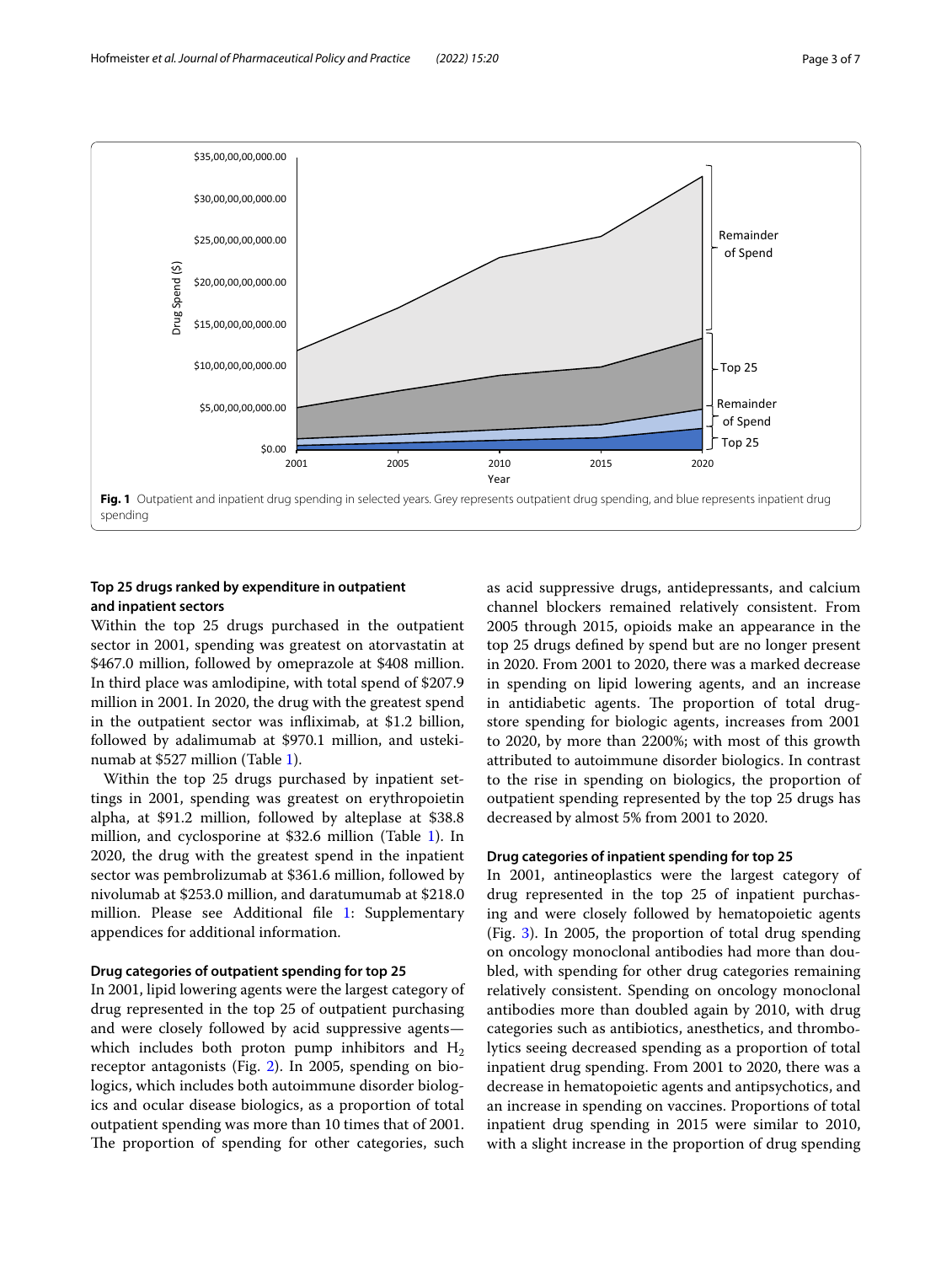Fig. 1 Outpatient and inpatient drug spending in selected years. Grey represents outpatient drug spending, and blue represents inpatient drug spending

### Top 25 drugs ranked by expenditure in outpatient and inpatient sectors

Within the top 25 drugs purchased in the outpatient sector in 2001, spending was greatest on atorvastatin at $467.0 million, followed by omeprazole at $408 million. In third place was amlodipine, with total spend of $207.9 million in 2001. In 2020, the drug with the greatest spend in the outpatient sector was infliximab, at $1.2 billion, followed by adalimumab at $970.1 million, and ustekinumab at $527 million (Table 1).

Within the top 25 drugs purchased by inpatient settings in 2001, spending was greatest on erythropoietin alpha, at $91.2 million, followed by alteplase at $38.8 million, and cyclosporine at $32.6 million (Table 1). In 2020, the drug with the greatest spend in the inpatient sector was pembrolizumab at $361.6 million, followed by nivolumab at $253.0 million, and daratumumab at $218.0 million. Please see Additional file 1: Supplementary appendices for additional information.

#### Drug categories of outpatient spending for top 25

In 2001, lipid lowering agents were the largest category of drug represented in the top 25 of outpatient purchasing and were closely followed by acid suppressive agents—which includes both proton pump inhibitors and $H_2$ receptor antagonists (Fig. 2). In 2005, spending on biologics, which includes both autoimmune disorder biologics and ocular disease biologics, as a proportion of total outpatient spending was more than 10 times that of 2001. The proportion of spending for other categories, such as acid suppressive drugs, antidepressants, and calcium channel blockers remained relatively consistent. From 2005 through 2015, opioids make an appearance in the top 25 drugs defined by spend but are no longer present in 2020. From 2001 to 2020, there was a marked decrease in spending on lipid lowering agents, and an increase in antidiabetic agents. The proportion of total drugstore spending for biologic agents, increases from 2001 to 2020, by more than 2200%; with most of this growth attributed to autoimmune disorder biologics. In contrast to the rise in spending on biologics, the proportion of outpatient spending represented by the top 25 drugs has decreased by almost 5% from 2001 to 2020.

#### Drug categories of inpatient spending for top 25

In 2001, antineoplastics were the largest category of drug represented in the top 25 of inpatient purchasing and were closely followed by hematopoietic agents (Fig. 3). In 2005, the proportion of total drug spending on oncology monoclonal antibodies had more than doubled, with spending for other drug categories remaining relatively consistent. Spending on oncology monoclonal antibodies more than doubled again by 2010, with drug categories such as antibiotics, anesthetics, and thrombolytics seeing decreased spending as a proportion of total inpatient drug spending. From 2001 to 2020, there was a decrease in hematopoietic agents and antipsychotics, and an increase in spending on vaccines. Proportions of total inpatient drug spending in 2015 were similar to 2010, with a slight increase in the proportion of drug spending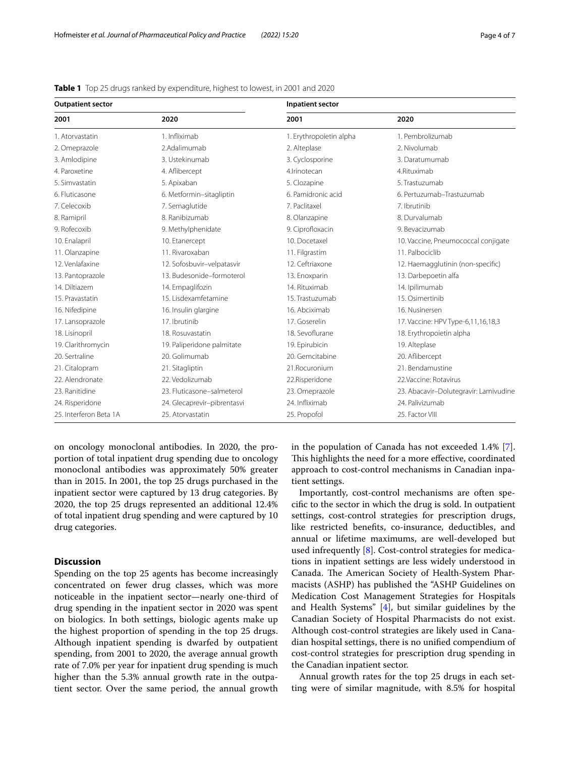**Table 1** Top 25 drugs ranked by expenditure, highest to lowest, in 2001 and 2020

| Outpatient sector | | Inpatient sector | |
|---|---|---|---|
| 2001 | 2020 | 2001 | 2020 |
| 1. Atorvastatin | 1. Infliximab | 1. Erythropoietin alpha | 1. Pembrolizumab |
| 2. Omeprazole | 2.Adalimumab | 2. Alteplase | 2. Nivolumab |
| 3. Amlodipine | 3. Ustekinumab | 3. Cyclosporine | 3. Daratumumab |
| 4. Paroxetine | 4. Aflibercept | 4.Irinotecan | 4.Rituximab |
| 5. Simvastatin | 5. Apixaban | 5. Clozapine | 5. Trastuzumab |
| 6. Fluticasone | 6. Metformin–sitagliptin | 6. Pamidronic acid | 6. Pertuzumab–Trastuzumab |
| 7. Celecoxib | 7. Semaglutide | 7. Paclitaxel | 7. Ibrutinib |
| 8. Ramipril | 8. Ranibizumab | 8. Olanzapine | 8. Durvalumab |
| 9. Rofecoxib | 9. Methylphenidate | 9. Ciprofloxacin | 9. Bevacizumab |
| 10. Enalapril | 10. Etanercept | 10. Docetaxel | 10. Vaccine, Pneumococcal conjigate |
| 11. Olanzapine | 11. Rivaroxaban | 11. Filgrastim | 11. Palbociclib |
| 12. Venlafaxine | 12. Sofosbuvir–velpatasvir | 12. Ceftriaxone | 12. Haemagglutinin (non-specific) |
| 13. Pantoprazole | 13. Budesonide–formoterol | 13. Enoxparin | 13. Darbepoetin alfa |
| 14. Diltiazem | 14. Empagliflozin | 14. Rituximab | 14. Ipilimumab |
| 15. Pravastatin | 15. Lisdexamfetamine | 15. Trastuzumab | 15. Osimertinib |
| 16. Nifedipine | 16. Insulin glargine | 16. Abciximab | 16. Nusinersen |
| 17. Lansoprazole | 17. Ibrutinib | 17. Goserelin | 17. Vaccine: HPV Type-6,11,16,18,3 |
| 18. Lisinopril | 18. Rosuvastatin | 18. Sevoflurane | 18. Erythropoietin alpha |
| 19. Clarithromycin | 19. Paliperidone palmitate | 19. Epirubicin | 19. Alteplase |
| 20. Sertraline | 20. Golimumab | 20. Gemcitabine | 20. Aflibercept |
| 21. Citalopram | 21. Sitagliptin | 21.Rocuronium | 21. Bendamustine |
| 22. Alendronate | 22. Vedolizumab | 22.Risperidone | 22.Vaccine: Rotavirus |
| 23. Ranitidine | 23. Fluticasone–salmeterol | 23. Omeprazole | 23. Abacavir–Dolutegravir: Lamivudine |
| 24. Risperidone | 24. Glecaprevir–pibrentasvi | 24. Infliximab | 24. Palivizumab |
| 25. Interferon Beta 1A | 25. Atorvastatin | 25. Propofol | 25. Factor VIII |

on oncology monoclonal antibodies. In 2020, the proportion of total inpatient drug spending due to oncology monoclonal antibodies was approximately 50% greater than in 2015. In 2001, the top 25 drugs purchased in the inpatient sector were captured by 13 drug categories. By 2020, the top 25 drugs represented an additional 12.4% of total inpatient drug spending and were captured by 10 drug categories.

## Discussion

Spending on the top 25 agents has become increasingly concentrated on fewer drug classes, which was more noticeable in the inpatient sector—nearly one-third of drug spending in the inpatient sector in 2020 was spent on biologics. In both settings, biologic agents make up the highest proportion of spending in the top 25 drugs. Although inpatient spending is dwarfed by outpatient spending, from 2001 to 2020, the average annual growth rate of 7.0% per year for inpatient drug spending is much higher than the 5.3% annual growth rate in the outpatient sector. Over the same period, the annual growth in the population of Canada has not exceeded 1.4% [7]. This highlights the need for a more effective, coordinated approach to cost-control mechanisms in Canadian inpatient settings.

Importantly, cost-control mechanisms are often specific to the sector in which the drug is sold. In outpatient settings, cost-control strategies for prescription drugs, like restricted benefits, co-insurance, deductibles, and annual or lifetime maximums, are well-developed but used infrequently [8]. Cost-control strategies for medications in inpatient settings are less widely understood in Canada. The American Society of Health-System Pharmacists (ASHP) has published the "ASHP Guidelines on Medication Cost Management Strategies for Hospitals and Health Systems" [4], but similar guidelines by the Canadian Society of Hospital Pharmacists do not exist. Although cost-control strategies are likely used in Canadian hospital settings, there is no unified compendium of cost-control strategies for prescription drug spending in the Canadian inpatient sector.

Annual growth rates for the top 25 drugs in each setting were of similar magnitude, with 8.5% for hospital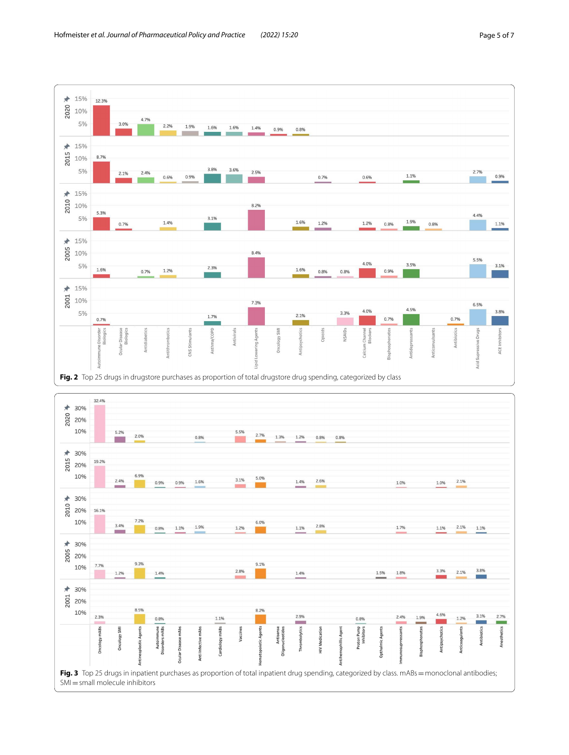**Fig. 2** Top 25 drugs in drugstore purchases as proportion of total drugstore drug spending, categorized by class

**Fig. 3** Top 25 drugs in inpatient purchases as proportion of total inpatient drug spending, categorized by class. mABs = monoclonal antibodies; SMI = small molecule inhibitors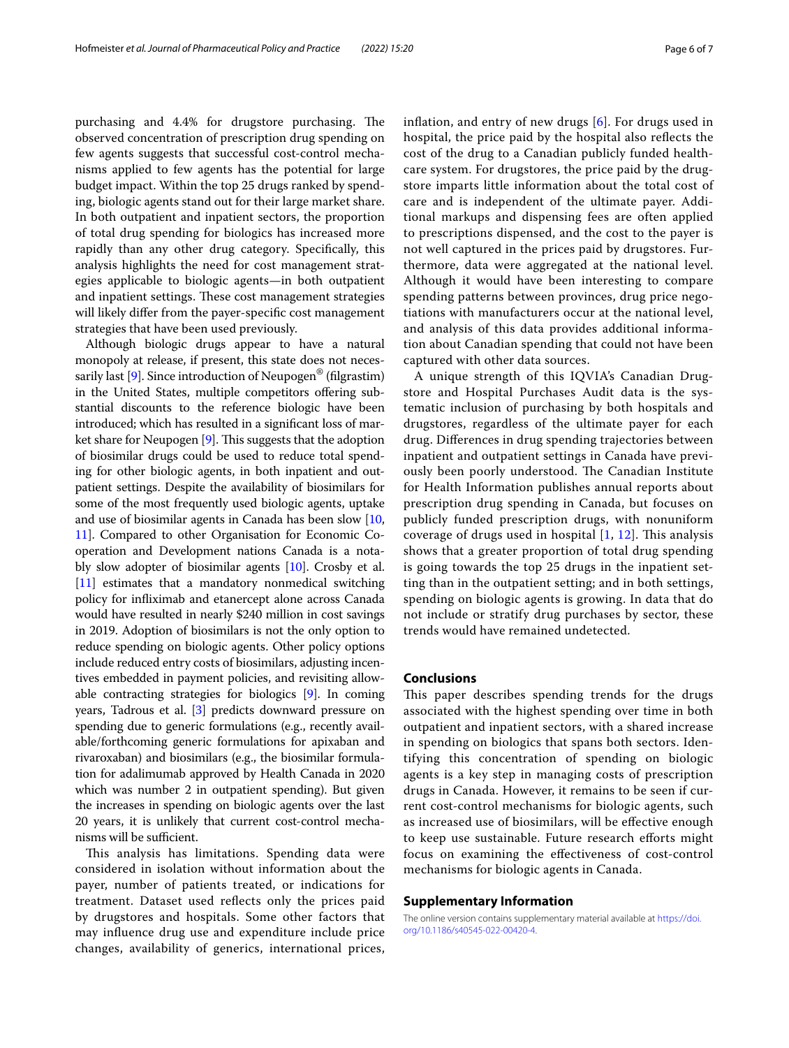purchasing and 4.4% for drugstore purchasing. The observed concentration of prescription drug spending on few agents suggests that successful cost-control mechanisms applied to few agents has the potential for large budget impact. Within the top 25 drugs ranked by spending, biologic agents stand out for their large market share. In both outpatient and inpatient sectors, the proportion of total drug spending for biologics has increased more rapidly than any other drug category. Specifically, this analysis highlights the need for cost management strategies applicable to biologic agents—in both outpatient and inpatient settings. These cost management strategies will likely differ from the payer-specific cost management strategies that have been used previously.

Although biologic drugs appear to have a natural monopoly at release, if present, this state does not necessarily last [9]. Since introduction of Neupogen® (filgrastim) in the United States, multiple competitors offering substantial discounts to the reference biologic have been introduced; which has resulted in a significant loss of market share for Neupogen [9]. This suggests that the adoption of biosimilar drugs could be used to reduce total spending for other biologic agents, in both inpatient and outpatient settings. Despite the availability of biosimilars for some of the most frequently used biologic agents, uptake and use of biosimilar agents in Canada has been slow [10, 11]. Compared to other Organisation for Economic Cooperation and Development nations Canada is a notably slow adopter of biosimilar agents [10]. Crosby et al. [11] estimates that a mandatory nonmedical switching policy for infliximab and etanercept alone across Canada would have resulted in nearly $240 million in cost savings in 2019. Adoption of biosimilars is not the only option to reduce spending on biologic agents. Other policy options include reduced entry costs of biosimilars, adjusting incentives embedded in payment policies, and revisiting allowable contracting strategies for biologics [9]. In coming years, Tadrous et al. [3] predicts downward pressure on spending due to generic formulations (e.g., recently available/forthcoming generic formulations for apixaban and rivaroxaban) and biosimilars (e.g., the biosimilar formulation for adalimumab approved by Health Canada in 2020 which was number 2 in outpatient spending). But given the increases in spending on biologic agents over the last 20 years, it is unlikely that current cost-control mechanisms will be sufficient.

This analysis has limitations. Spending data were considered in isolation without information about the payer, number of patients treated, or indications for treatment. Dataset used reflects only the prices paid by drugstores and hospitals. Some other factors that may influence drug use and expenditure include price changes, availability of generics, international prices, inflation, and entry of new drugs [6]. For drugs used in hospital, the price paid by the hospital also reflects the cost of the drug to a Canadian publicly funded healthcare system. For drugstores, the price paid by the drugstore imparts little information about the total cost of care and is independent of the ultimate payer. Additional markups and dispensing fees are often applied to prescriptions dispensed, and the cost to the payer is not well captured in the prices paid by drugstores. Furthermore, data were aggregated at the national level. Although it would have been interesting to compare spending patterns between provinces, drug price negotiations with manufacturers occur at the national level, and analysis of this data provides additional information about Canadian spending that could not have been captured with other data sources.

A unique strength of this IQVIA's Canadian Drugstore and Hospital Purchases Audit data is the systematic inclusion of purchasing by both hospitals and drugstores, regardless of the ultimate payer for each drug. Differences in drug spending trajectories between inpatient and outpatient settings in Canada have previously been poorly understood. The Canadian Institute for Health Information publishes annual reports about prescription drug spending in Canada, but focuses on publicly funded prescription drugs, with nonuniform coverage of drugs used in hospital [1, 12]. This analysis shows that a greater proportion of total drug spending is going towards the top 25 drugs in the inpatient setting than in the outpatient setting; and in both settings, spending on biologic agents is growing. In data that do not include or stratify drug purchases by sector, these trends would have remained undetected.

## Conclusions

This paper describes spending trends for the drugs associated with the highest spending over time in both outpatient and inpatient sectors, with a shared increase in spending on biologics that spans both sectors. Identifying this concentration of spending on biologic agents is a key step in managing costs of prescription drugs in Canada. However, it remains to be seen if current cost-control mechanisms for biologic agents, such as increased use of biosimilars, will be effective enough to keep use sustainable. Future research efforts might focus on examining the effectiveness of cost-control mechanisms for biologic agents in Canada.

## Supplementary Information

The online version contains supplementary material available at https://doi.org/10.1186/s40545-022-00420-4.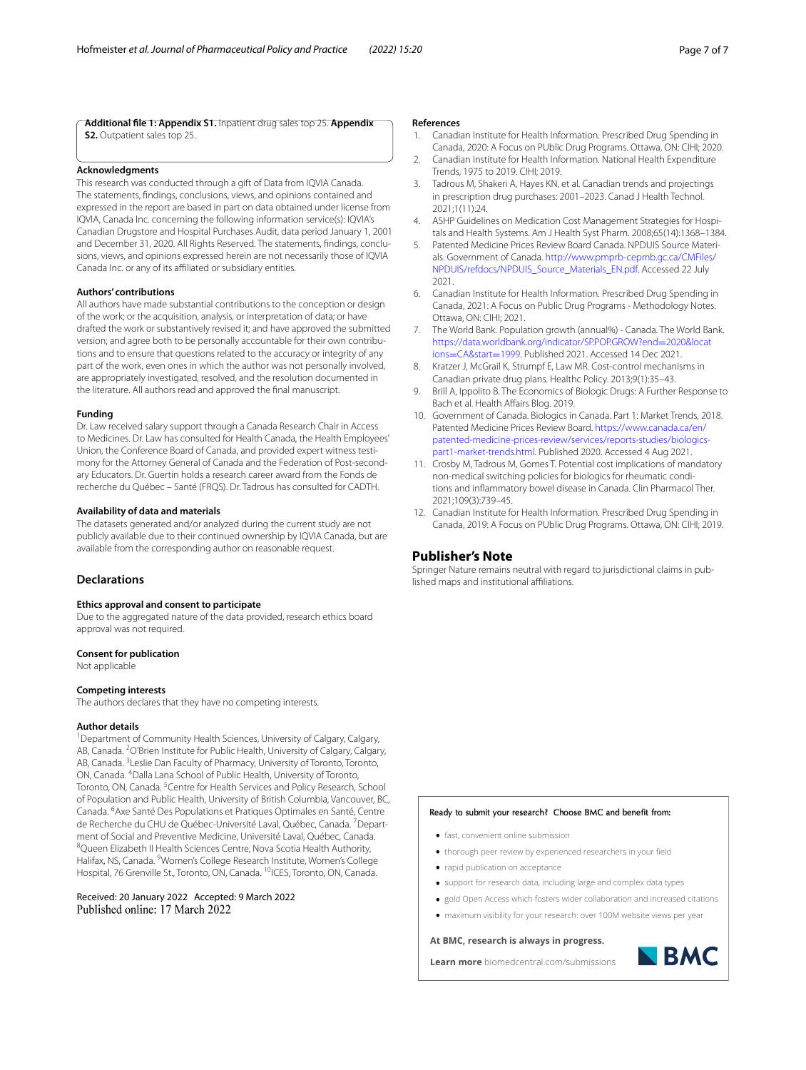**Additional file 1: Appendix S1.** Inpatient drug sales top 25. **Appendix S2.** Outpatient sales top 25.

### Acknowledgments

This research was conducted through a gift of Data from IQVIA Canada. The statements, findings, conclusions, views, and opinions contained and expressed in the report are based in part on data obtained under license from IQVIA, Canada Inc. concerning the following information service(s): IQVIA's Canadian Drugstore and Hospital Purchases Audit, data period January 1, 2001 and December 31, 2020. All Rights Reserved. The statements, findings, conclusions, views, and opinions expressed herein are not necessarily those of IQVIA Canada Inc. or any of its affiliated or subsidiary entities.

### Authors' contributions

All authors have made substantial contributions to the conception or design of the work; or the acquisition, analysis, or interpretation of data; or have drafted the work or substantively revised it; and have approved the submitted version; and agree both to be personally accountable for their own contributions and to ensure that questions related to the accuracy or integrity of any part of the work, even ones in which the author was not personally involved, are appropriately investigated, resolved, and the resolution documented in the literature. All authors read and approved the final manuscript.

### Funding

Dr. Law received salary support through a Canada Research Chair in Access to Medicines. Dr. Law has consulted for Health Canada, the Health Employees' Union, the Conference Board of Canada, and provided expert witness testimony for the Attorney General of Canada and the Federation of Post-secondary Educators. Dr. Guertin holds a research career award from the Fonds de recherche du Québec – Santé (FRQS). Dr. Tadrous has consulted for CADTH.

### Availability of data and materials

The datasets generated and/or analyzed during the current study are not publicly available due to their continued ownership by IQVIA Canada, but are available from the corresponding author on reasonable request.

## Declarations

### Ethics approval and consent to participate

Due to the aggregated nature of the data provided, research ethics board approval was not required.

### Consent for publication

Not applicable

### Competing interests

The authors declares that they have no competing interests.

### Author details

[1]Department of Community Health Sciences, University of Calgary, Calgary, AB, Canada. [2]O'Brien Institute for Public Health, University of Calgary, Calgary, AB, Canada. [3]Leslie Dan Faculty of Pharmacy, University of Toronto, Toronto, ON, Canada. [4]Dalla Lana School of Public Health, University of Toronto, Toronto, ON, Canada. [5]Centre for Health Services and Policy Research, School of Population and Public Health, University of British Columbia, Vancouver, BC, Canada. [6]Axe Santé Des Populations et Pratiques Optimales en Santé, Centre de Recherche du CHU de Québec-Université Laval, Québec, Canada. [7]Department of Social and Preventive Medicine, Université Laval, Québec, Canada. [8]Queen Elizabeth II Health Sciences Centre, Nova Scotia Health Authority, Halifax, NS, Canada. [9]Women's College Research Institute, Women's College Hospital, 76 Grenville St., Toronto, ON, Canada. [10]ICES, Toronto, ON, Canada.

Received: 20 January 2022 Accepted: 9 March 2022
Published online: 17 March 2022

### References

1. Canadian Institute for Health Information. Prescribed Drug Spending in Canada, 2020: A Focus on PUblic Drug Programs. Ottawa, ON: CIHI; 2020.
2. Canadian Institute for Health Information. National Health Expenditure Trends, 1975 to 2019. CIHI; 2019.
3. Tadrous M, Shakeri A, Hayes KN, et al. Canadian trends and projectings in prescription drug purchases: 2001–2023. Canad J Health Technol. 2021;1(11):24.
4. ASHP Guidelines on Medication Cost Management Strategies for Hospitals and Health Systems. Am J Health Syst Pharm. 2008;65(14):1368–1384.
5. Patented Medicine Prices Review Board Canada. NPDUIS Source Materials. Government of Canada. http://www.pmprb-cepmb.gc.ca/CMFiles/NPDUIS/refdocs/NPDUIS_Source_Materials_EN.pdf. Accessed 22 July 2021.
6. Canadian Institute for Health Information. Prescribed Drug Spending in Canada, 2021: A Focus on Public Drug Programs - Methodology Notes. Ottawa, ON: CIHI; 2021.
7. The World Bank. Population growth (annual%) - Canada. The World Bank. https://data.worldbank.org/indicator/SP.POP.GROW?end=2020&locations=CA&start=1999. Published 2021. Accessed 14 Dec 2021.
8. Kratzer J, McGrail K, Strumpf E, Law MR. Cost-control mechanisms in Canadian private drug plans. Healthc Policy. 2013;9(1):35–43.
9. Brill A, Ippolito B. The Economics of Biologic Drugs: A Further Response to Bach et al. Health Affairs Blog. 2019.
10. Government of Canada. Biologics in Canada. Part 1: Market Trends, 2018. Patented Medicine Prices Review Board. https://www.canada.ca/en/patented-medicine-prices-review/services/reports-studies/biologics-part1-market-trends.html. Published 2020. Accessed 4 Aug 2021.
11. Crosby M, Tadrous M, Gomes T. Potential cost implications of mandatory non-medical switching policies for biologics for rheumatic conditions and inflammatory bowel disease in Canada. Clin Pharmacol Ther. 2021;109(3):739–45.
12. Canadian Institute for Health Information. Prescribed Drug Spending in Canada, 2019: A Focus on PUblic Drug Programs. Ottawa, ON: CIHI; 2019.

## Publisher's Note

Springer Nature remains neutral with regard to jurisdictional claims in published maps and institutional affiliations.

Ready to submit your research? Choose BMC and benefit from:

- fast, convenient online submission
- thorough peer review by experienced researchers in your field
- rapid publication on acceptance
- support for research data, including large and complex data types
- gold Open Access which fosters wider collaboration and increased citations
- maximum visibility for your research: over 100M website views per year

**At BMC, research is always in progress.**

**Learn more** biomedcentral.com/submissions

BMC